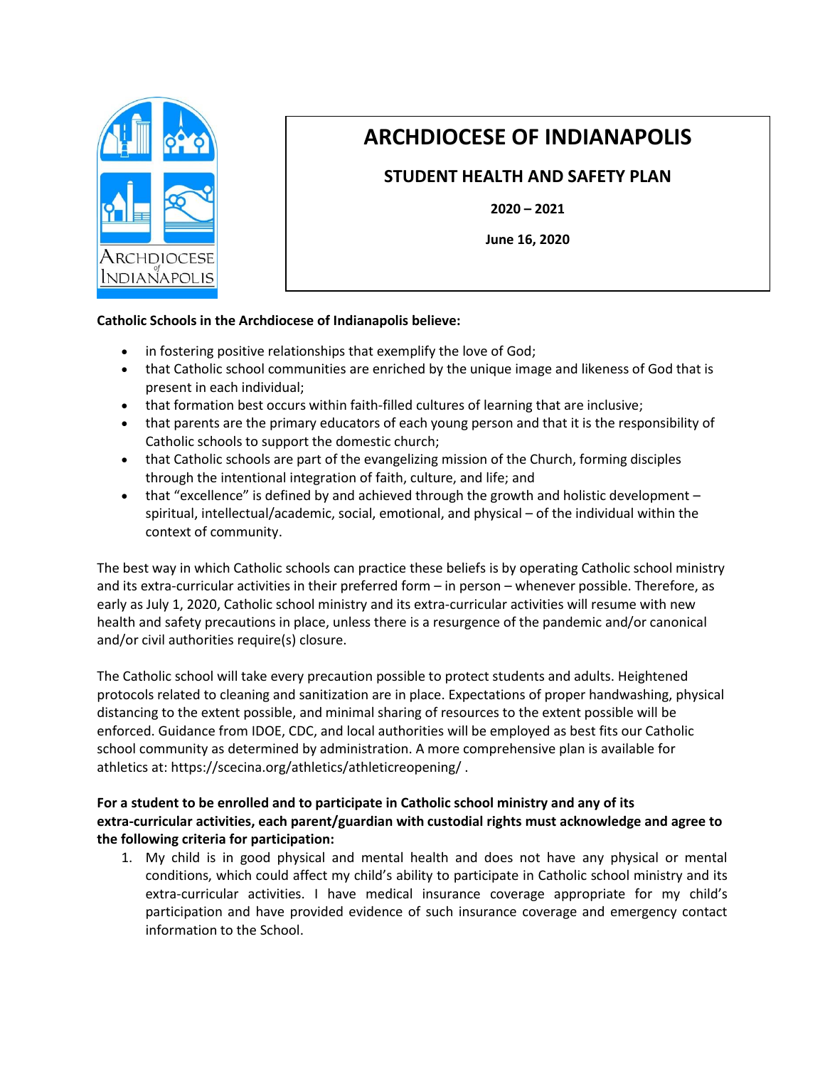# ARCHDIOCESE OF INDIANAPOLIS

## STUDENT HEALTH AND SAFETY PLAN

**2020 – 2021**

**June 16, 2020**

**Catholic Schools in the Archdiocese of Indianapolis believe:**

- in fostering positive relationships that exemplify the love of God;
- that Catholic school communities are enriched by the unique image and likeness of God that is present in each individual;
- that formation best occurs within faith-filled cultures of learning that are inclusive;
- that parents are the primary educators of each young person and that it is the responsibility of Catholic schools to support the domestic church;
- that Catholic schools are part of the evangelizing mission of the Church, forming disciples through the intentional integration of faith, culture, and life; and
- that "excellence" is defined by and achieved through the growth and holistic development – spiritual, intellectual/academic, social, emotional, and physical – of the individual within the context of community.

The best way in which Catholic schools can practice these beliefs is by operating Catholic school ministry and its extra-curricular activities in their preferred form – in person – whenever possible. Therefore, as early as July 1, 2020, Catholic school ministry and its extra-curricular activities will resume with new health and safety precautions in place, unless there is a resurgence of the pandemic and/or canonical and/or civil authorities require(s) closure.

The Catholic school will take every precaution possible to protect students and adults. Heightened protocols related to cleaning and sanitization are in place. Expectations of proper handwashing, physical distancing to the extent possible, and minimal sharing of resources to the extent possible will be enforced. Guidance from IDOE, CDC, and local authorities will be employed as best fits our Catholic school community as determined by administration. A more comprehensive plan is available for athletics at: https://scecina.org/athletics/athleticreopening/ .

**For a student to be enrolled and to participate in Catholic school ministry and any of its extra-curricular activities, each parent/guardian with custodial rights must acknowledge and agree to the following criteria for participation:**

1. My child is in good physical and mental health and does not have any physical or mental conditions, which could affect my child's ability to participate in Catholic school ministry and its extra-curricular activities. I have medical insurance coverage appropriate for my child's participation and have provided evidence of such insurance coverage and emergency contact information to the School.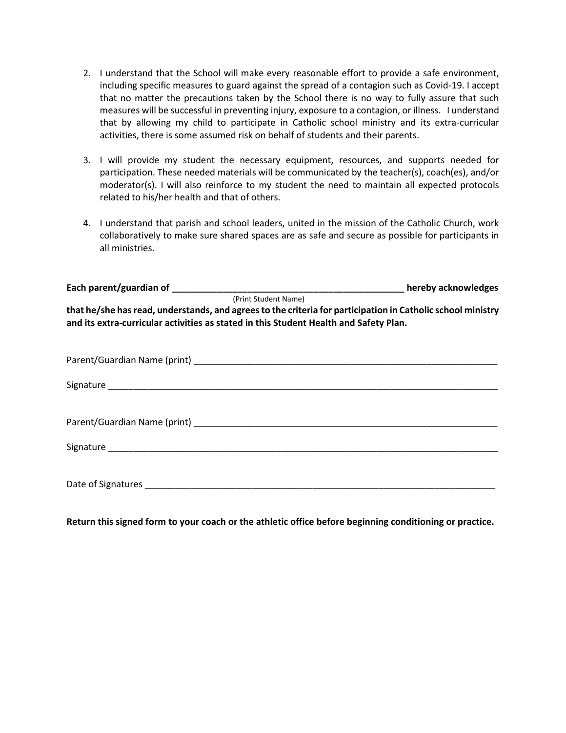2. I understand that the School will make every reasonable effort to provide a safe environment, including specific measures to guard against the spread of a contagion such as Covid-19. I accept that no matter the precautions taken by the School there is no way to fully assure that such measures will be successful in preventing injury, exposure to a contagion, or illness. I understand that by allowing my child to participate in Catholic school ministry and its extra-curricular activities, there is some assumed risk on behalf of students and their parents.

3. I will provide my student the necessary equipment, resources, and supports needed for participation. These needed materials will be communicated by the teacher(s), coach(es), and/or moderator(s). I will also reinforce to my student the need to maintain all expected protocols related to his/her health and that of others.

4. I understand that parish and school leaders, united in the mission of the Catholic Church, work collaboratively to make sure shared spaces are as safe and secure as possible for participants in all ministries.

**Each parent/guardian of _______________________________________________ hereby acknowledges**

(Print Student Name)

**that he/she has read, understands, and agrees to the criteria for participation in Catholic school ministry and its extra-curricular activities as stated in this Student Health and Safety Plan.**

Parent/Guardian Name (print) ______________________________________________________________

Signature ______________________________________________________________________________

Parent/Guardian Name (print) ______________________________________________________________

Signature ______________________________________________________________________________

Date of Signatures _______________________________________________________________________

**Return this signed form to your coach or the athletic office before beginning conditioning or practice.**